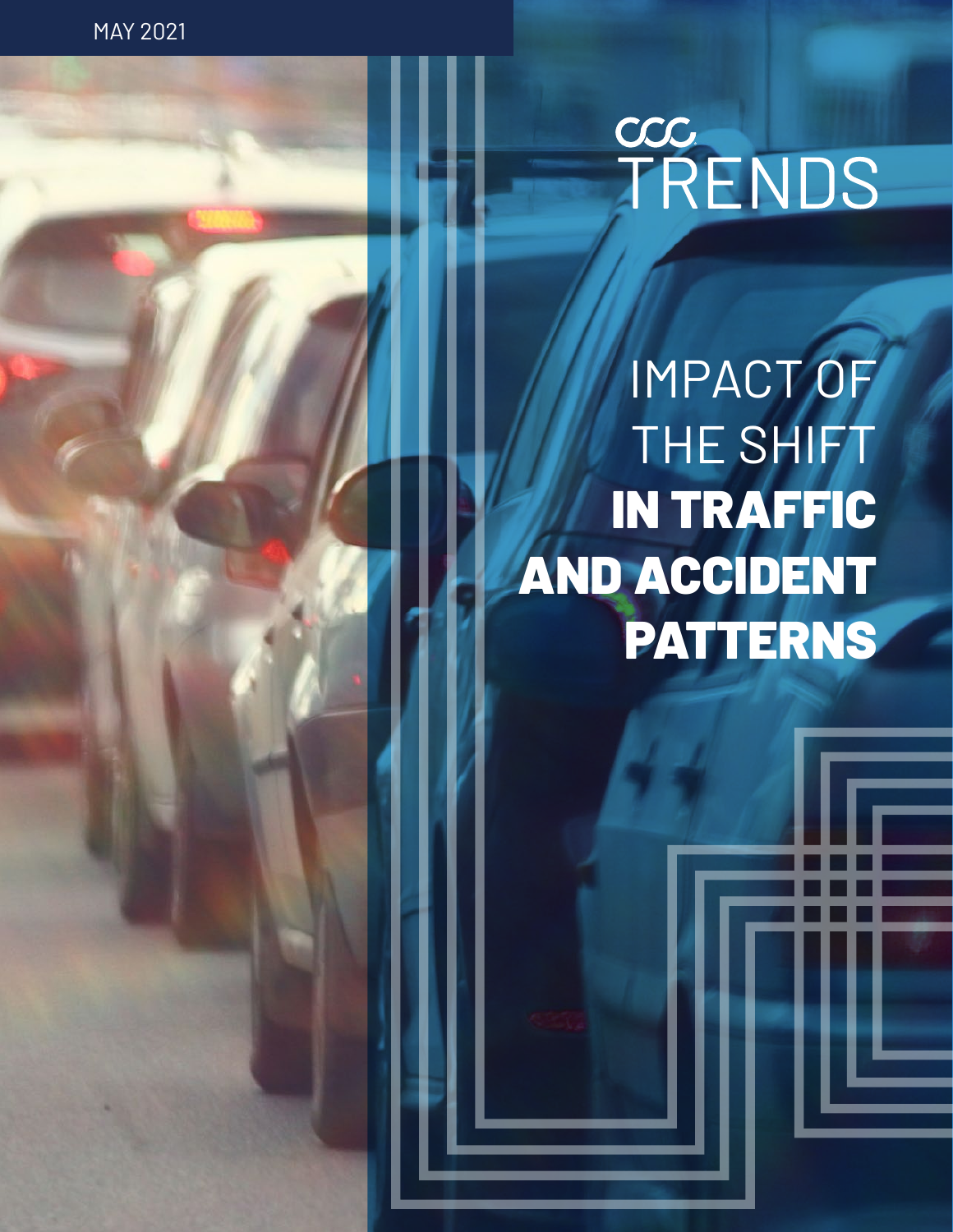MAY 2021

CCC TRENDS

# IMPACT OF THE SHIFT **IN TRAFFIC AND ACCIDENT PATTERNS**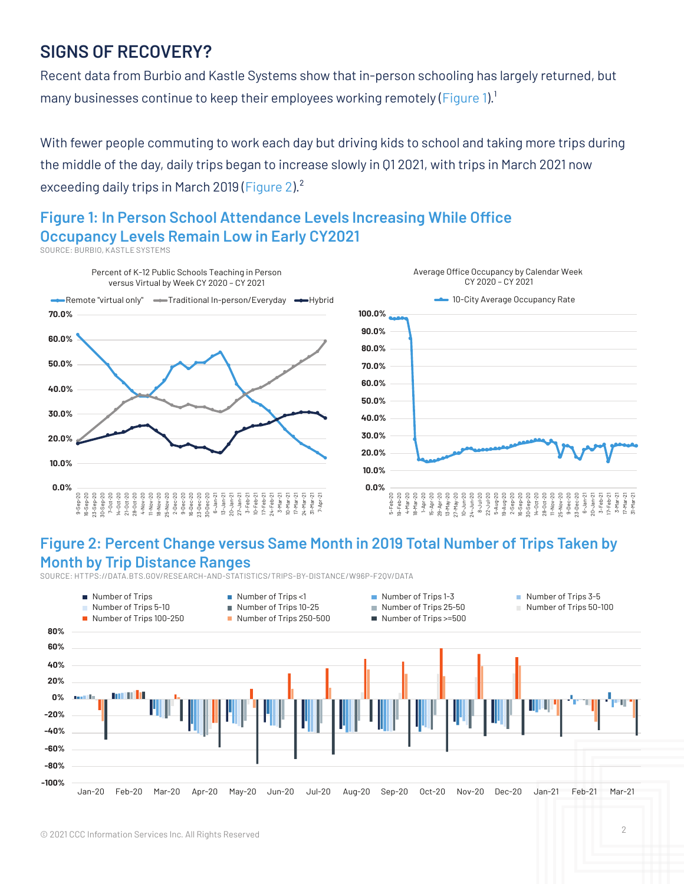## SIGNS OF RECOVERY?

Recent data from Burbio and Kastle Systems show that in-person schooling has largely returned, but many businesses continue to keep their employees working remotely (Figure 1).[1]

With fewer people commuting to work each day but driving kids to school and taking more trips during the middle of the day, daily trips began to increase slowly in Q1 2021, with trips in March 2021 now exceeding daily trips in March 2019 (Figure 2).[2]

### Figure 1: In Person School Attendance Levels Increasing While Office Occupancy Levels Remain Low in Early CY2021

SOURCE: BURBIO, KASTLE SYSTEMS

### Figure 2: Percent Change versus Same Month in 2019 Total Number of Trips Taken by Month by Trip Distance Ranges

SOURCE: HTTPS://DATA.BTS.GOV/RESEARCH-AND-STATISTICS/TRIPS-BY-DISTANCE/W96P-F2QV/DATA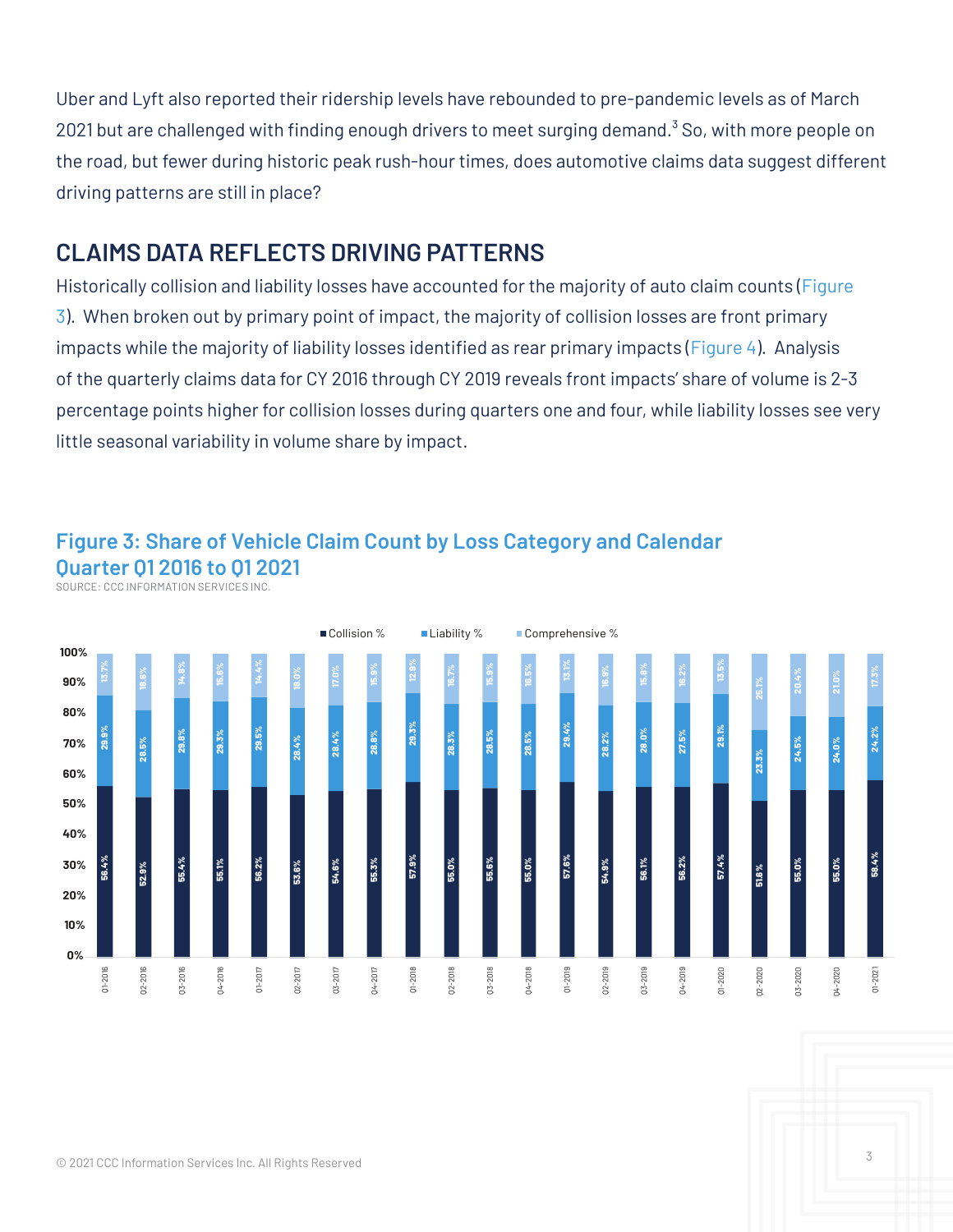Uber and Lyft also reported their ridership levels have rebounded to pre-pandemic levels as of March 2021 but are challenged with finding enough drivers to meet surging demand.[3] So, with more people on the road, but fewer during historic peak rush-hour times, does automotive claims data suggest different driving patterns are still in place?

## CLAIMS DATA REFLECTS DRIVING PATTERNS

Historically collision and liability losses have accounted for the majority of auto claim counts (Figure 3). When broken out by primary point of impact, the majority of collision losses are front primary impacts while the majority of liability losses identified as rear primary impacts (Figure 4). Analysis of the quarterly claims data for CY 2016 through CY 2019 reveals front impacts' share of volume is 2-3 percentage points higher for collision losses during quarters one and four, while liability losses see very little seasonal variability in volume share by impact.

### Figure 3: Share of Vehicle Claim Count by Loss Category and Calendar Quarter Q1 2016 to Q1 2021

SOURCE: CCC INFORMATION SERVICES INC.

| Quarter | Collision % | Liability % | Comprehensive % |
|---|---|---|---|
| Q1-2016 | 56.4% | 29.9% | 13.7% |
| Q2-2016 | 52.9% | 28.5% | 18.6% |
| Q3-2016 | 55.4% | 29.8% | 14.8% |
| Q4-2016 | 55.1% | 29.3% | 15.6% |
| Q1-2017 | 56.2% | 29.5% | 14.4% |
| Q2-2017 | 53.6% | 28.4% | 18.0% |
| Q3-2017 | 54.6% | 28.4% | 17.0% |
| Q4-2017 | 55.3% | 28.8% | 15.9% |
| Q1-2018 | 57.9% | 29.3% | 12.9% |
| Q2-2018 | 55.0% | 28.3% | 16.7% |
| Q3-2018 | 55.6% | 28.5% | 15.9% |
| Q4-2018 | 55.0% | 28.5% | 16.5% |
| Q1-2019 | 57.6% | 29.4% | 13.1% |
| Q2-2019 | 54.9% | 28.2% | 16.9% |
| Q3-2019 | 56.1% | 28.0% | 15.8% |
| Q4-2019 | 56.2% | 27.5% | 16.2% |
| Q1-2020 | 57.4% | 29.1% | 13.5% |
| Q2-2020 | 51.6% | 23.3% | 25.1% |
| Q3-2020 | 55.0% | 24.5% | 20.4% |
| Q4-2020 | 55.0% | 24.0% | 21.0% |
| Q1-2021 | 58.4% | 24.2% | 17.3% |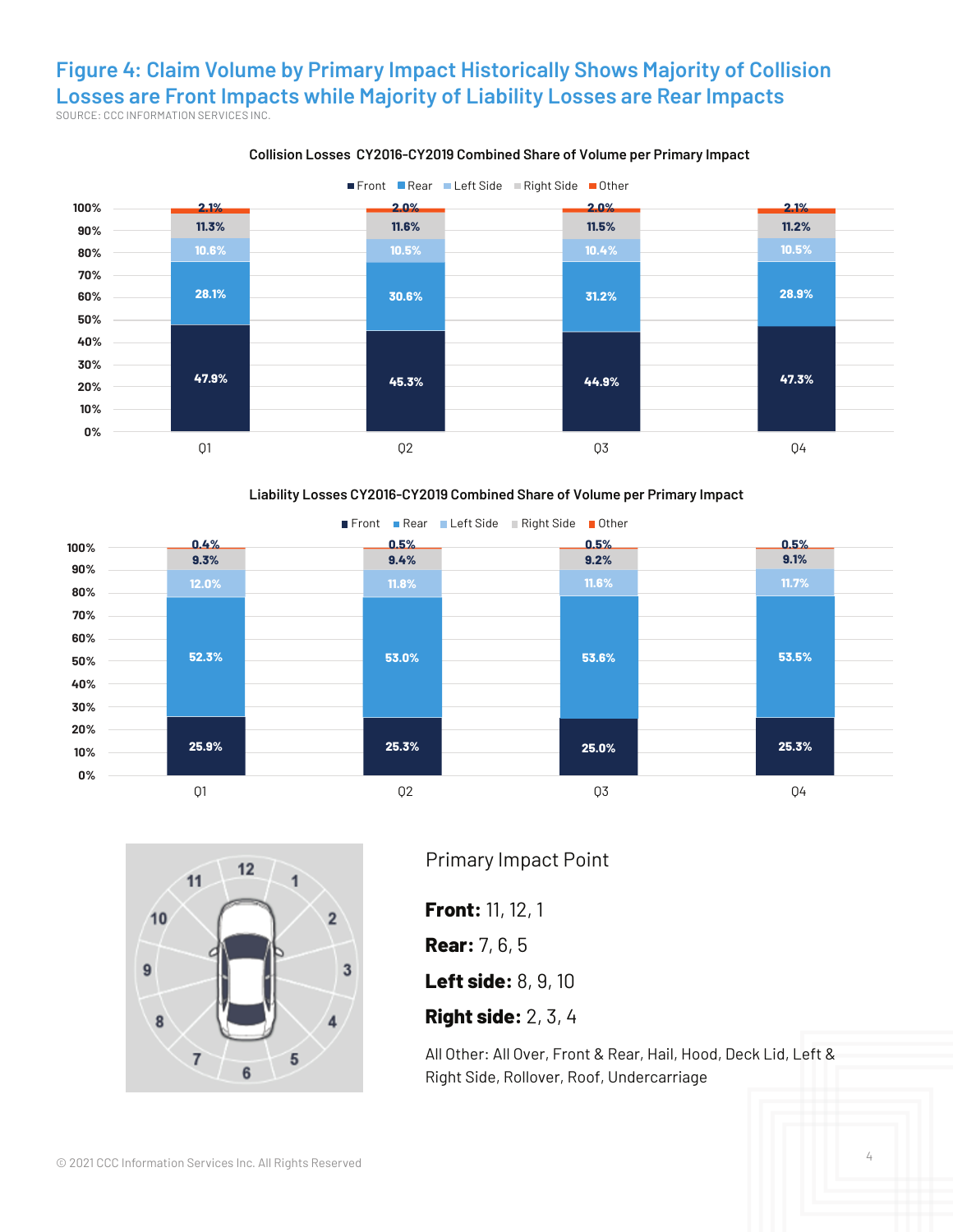# Figure 4: Claim Volume by Primary Impact Historically Shows Majority of Collision Losses are Front Impacts while Majority of Liability Losses are Rear Impacts

SOURCE: CCC INFORMATION SERVICES INC.

**Collision Losses CY2016-CY2019 Combined Share of Volume per Primary Impact**

| | Front | Rear | Left Side | Right Side | Other |
|---|---|---|---|---|---|
| Q1 | 47.9% | 28.1% | 10.6% | 11.3% | 2.1% |
| Q2 | 45.3% | 30.6% | 10.5% | 11.6% | 2.0% |
| Q3 | 44.9% | 31.2% | 10.4% | 11.5% | 2.0% |
| Q4 | 47.3% | 28.9% | 10.5% | 11.2% | 2.1% |

**Liability Losses CY2016-CY2019 Combined Share of Volume per Primary Impact**

| | Front | Rear | Left Side | Right Side | Other |
|---|---|---|---|---|---|
| Q1 | 25.9% | 52.3% | 12.0% | 9.3% | 0.4% |
| Q2 | 25.3% | 53.0% | 11.8% | 9.4% | 0.5% |
| Q3 | 25.0% | 53.6% | 11.6% | 9.2% | 0.5% |
| Q4 | 25.3% | 53.5% | 11.7% | 9.1% | 0.5% |

Primary Impact Point

**Front:** 11, 12, 1

**Rear:** 7, 6, 5

**Left side:** 8, 9, 10

**Right side:** 2, 3, 4

All Other: All Over, Front & Rear, Hail, Hood, Deck Lid, Left & Right Side, Rollover, Roof, Undercarriage

© 2021 CCC Information Services Inc. All Rights Reserved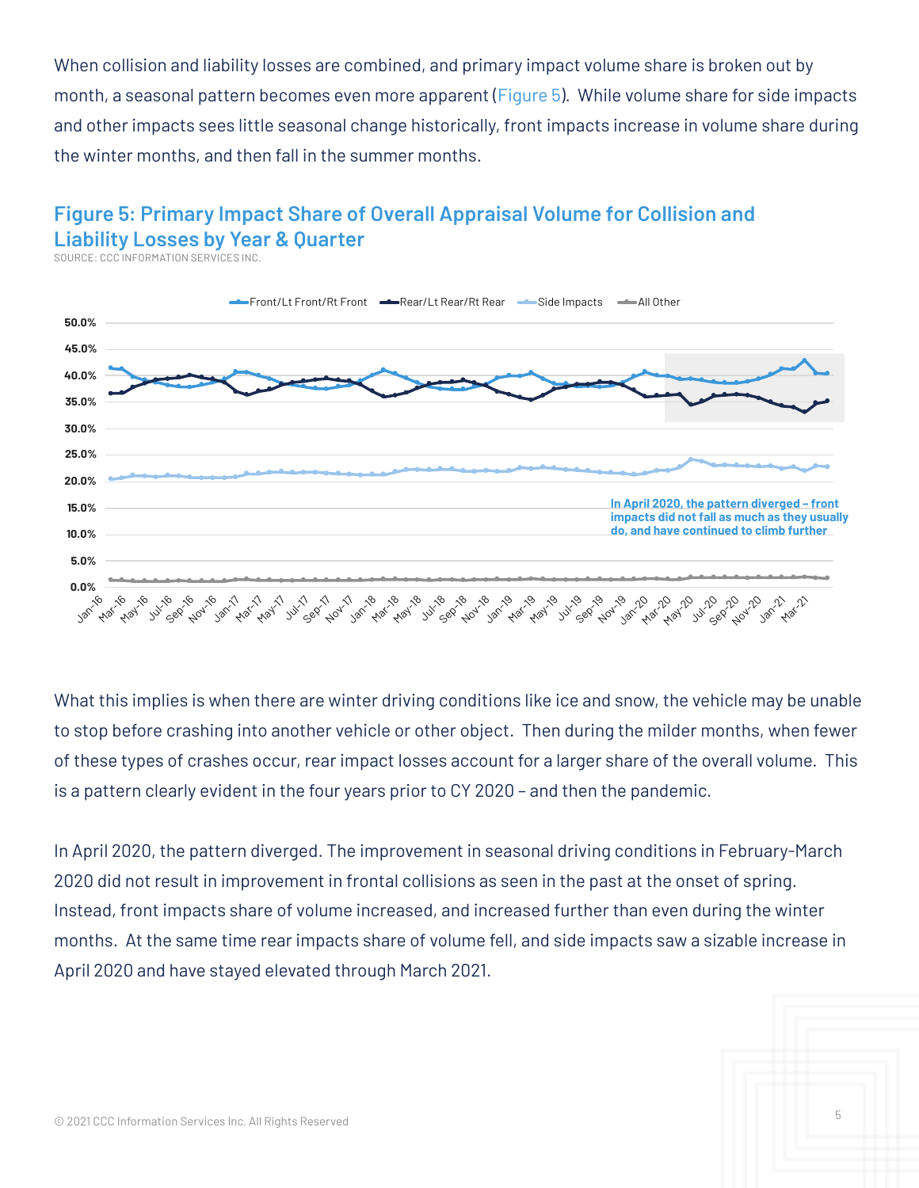When collision and liability losses are combined, and primary impact volume share is broken out by month, a seasonal pattern becomes even more apparent (Figure 5). While volume share for side impacts and other impacts sees little seasonal change historically, front impacts increase in volume share during the winter months, and then fall in the summer months.

## Figure 5: Primary Impact Share of Overall Appraisal Volume for Collision and Liability Losses by Year & Quarter

SOURCE: CCC INFORMATION SERVICES INC.

What this implies is when there are winter driving conditions like ice and snow, the vehicle may be unable to stop before crashing into another vehicle or other object. Then during the milder months, when fewer of these types of crashes occur, rear impact losses account for a larger share of the overall volume. This is a pattern clearly evident in the four years prior to CY 2020 – and then the pandemic.

In April 2020, the pattern diverged. The improvement in seasonal driving conditions in February-March 2020 did not result in improvement in frontal collisions as seen in the past at the onset of spring. Instead, front impacts share of volume increased, and increased further than even during the winter months. At the same time rear impacts share of volume fell, and side impacts saw a sizable increase in April 2020 and have stayed elevated through March 2021.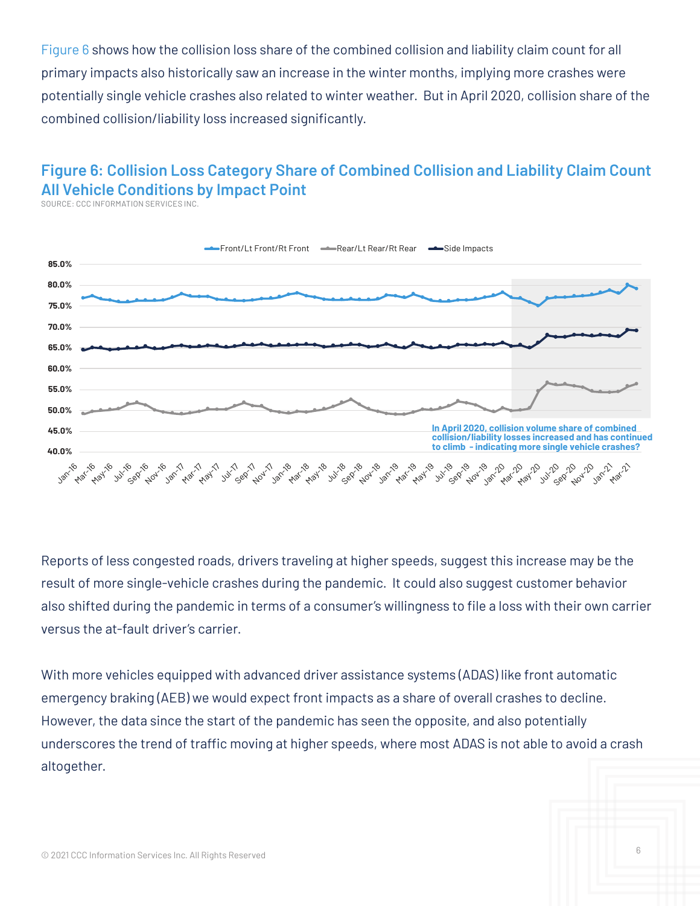Figure 6 shows how the collision loss share of the combined collision and liability claim count for all primary impacts also historically saw an increase in the winter months, implying more crashes were potentially single vehicle crashes also related to winter weather. But in April 2020, collision share of the combined collision/liability loss increased significantly.

## Figure 6: Collision Loss Category Share of Combined Collision and Liability Claim Count All Vehicle Conditions by Impact Point

SOURCE: CCC INFORMATION SERVICES INC.

In April 2020, collision volume share of combined collision/liability losses increased and has continued to climb - indicating more single vehicle crashes?

Reports of less congested roads, drivers traveling at higher speeds, suggest this increase may be the result of more single-vehicle crashes during the pandemic. It could also suggest customer behavior also shifted during the pandemic in terms of a consumer's willingness to file a loss with their own carrier versus the at-fault driver's carrier.

With more vehicles equipped with advanced driver assistance systems (ADAS) like front automatic emergency braking (AEB) we would expect front impacts as a share of overall crashes to decline. However, the data since the start of the pandemic has seen the opposite, and also potentially underscores the trend of traffic moving at higher speeds, where most ADAS is not able to avoid a crash altogether.

© 2021 CCC Information Services Inc. All Rights Reserved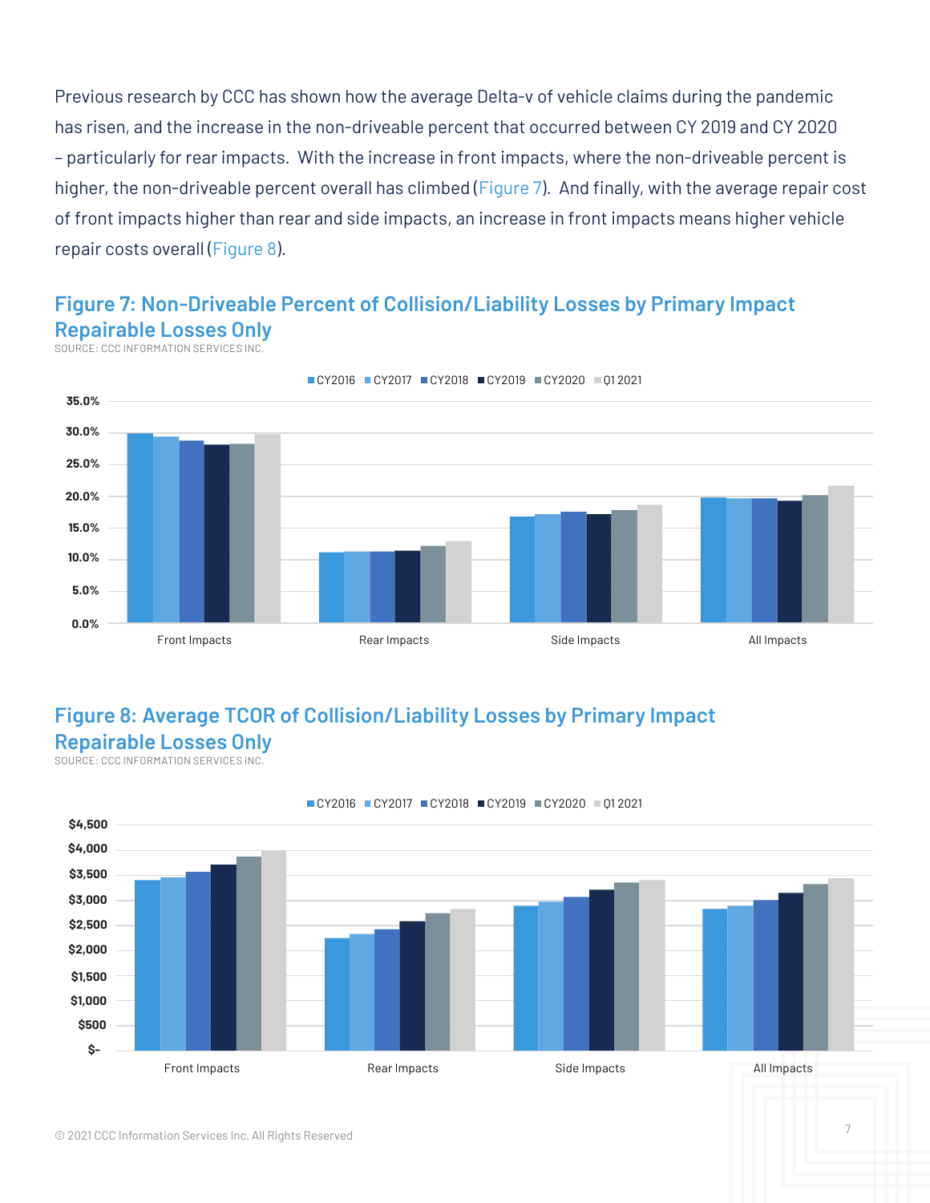Previous research by CCC has shown how the average Delta-v of vehicle claims during the pandemic has risen, and the increase in the non-driveable percent that occurred between CY 2019 and CY 2020 – particularly for rear impacts. With the increase in front impacts, where the non-driveable percent is higher, the non-driveable percent overall has climbed (Figure 7). And finally, with the average repair cost of front impacts higher than rear and side impacts, an increase in front impacts means higher vehicle repair costs overall (Figure 8).

## Figure 7: Non-Driveable Percent of Collision/Liability Losses by Primary Impact Repairable Losses Only

SOURCE: CCC INFORMATION SERVICES INC.

## Figure 8: Average TCOR of Collision/Liability Losses by Primary Impact Repairable Losses Only

SOURCE: CCC INFORMATION SERVICES INC.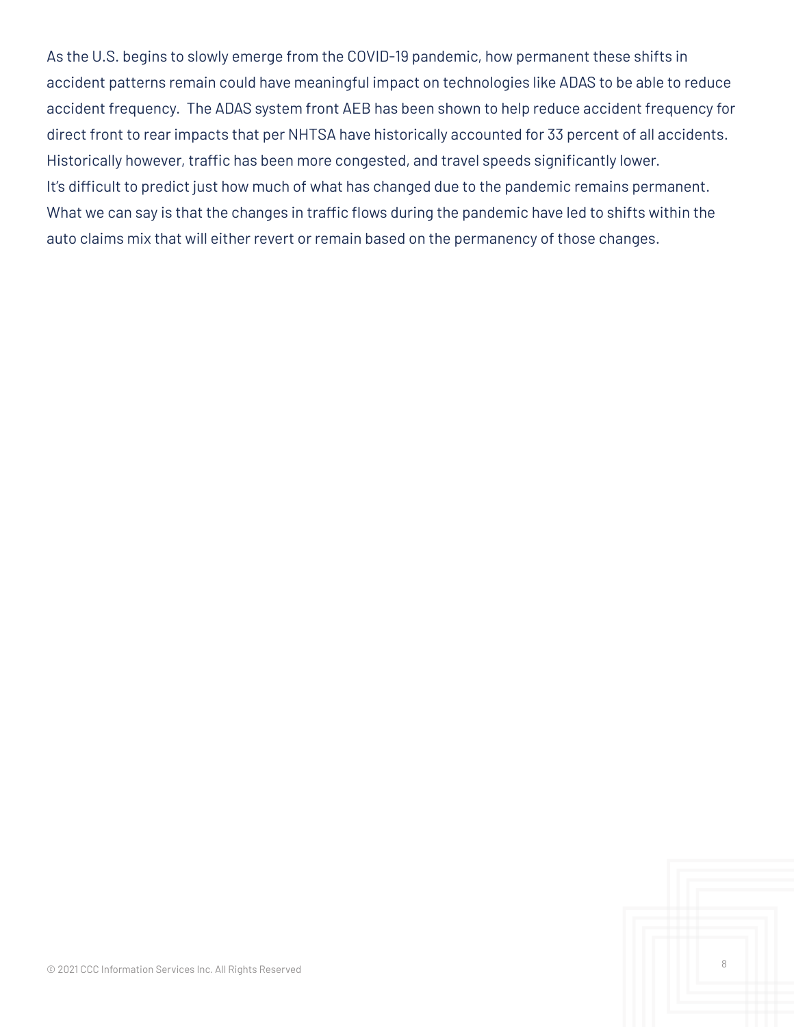As the U.S. begins to slowly emerge from the COVID-19 pandemic, how permanent these shifts in accident patterns remain could have meaningful impact on technologies like ADAS to be able to reduce accident frequency.  The ADAS system front AEB has been shown to help reduce accident frequency for direct front to rear impacts that per NHTSA have historically accounted for 33 percent of all accidents. Historically however, traffic has been more congested, and travel speeds significantly lower.
It's difficult to predict just how much of what has changed due to the pandemic remains permanent. What we can say is that the changes in traffic flows during the pandemic have led to shifts within the auto claims mix that will either revert or remain based on the permanency of those changes.

© 2021 CCC Information Services Inc. All Rights Reserved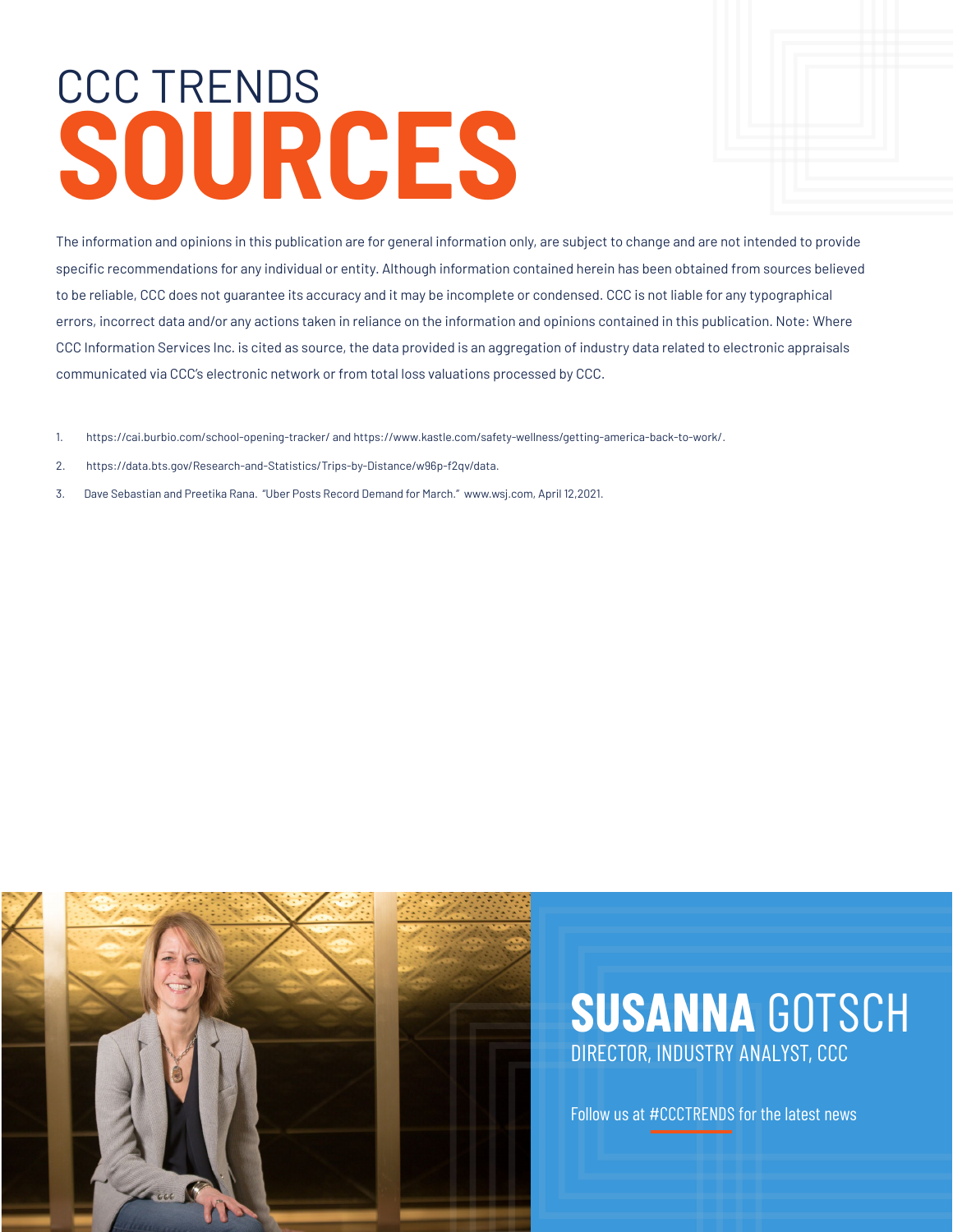# CCC TRENDS SOURCES

The information and opinions in this publication are for general information only, are subject to change and are not intended to provide specific recommendations for any individual or entity. Although information contained herein has been obtained from sources believed to be reliable, CCC does not guarantee its accuracy and it may be incomplete or condensed. CCC is not liable for any typographical errors, incorrect data and/or any actions taken in reliance on the information and opinions contained in this publication. Note: Where CCC Information Services Inc. is cited as source, the data provided is an aggregation of industry data related to electronic appraisals communicated via CCC's electronic network or from total loss valuations processed by CCC.

1. https://cai.burbio.com/school-opening-tracker/ and https://www.kastle.com/safety-wellness/getting-america-back-to-work/.
2. https://data.bts.gov/Research-and-Statistics/Trips-by-Distance/w96p-f2qv/data.
3. Dave Sebastian and Preetika Rana. "Uber Posts Record Demand for March." www.wsj.com, April 12,2021.

## SUSANNA GOTSCH

DIRECTOR, INDUSTRY ANALYST, CCC

Follow us at #CCCTRENDS for the latest news